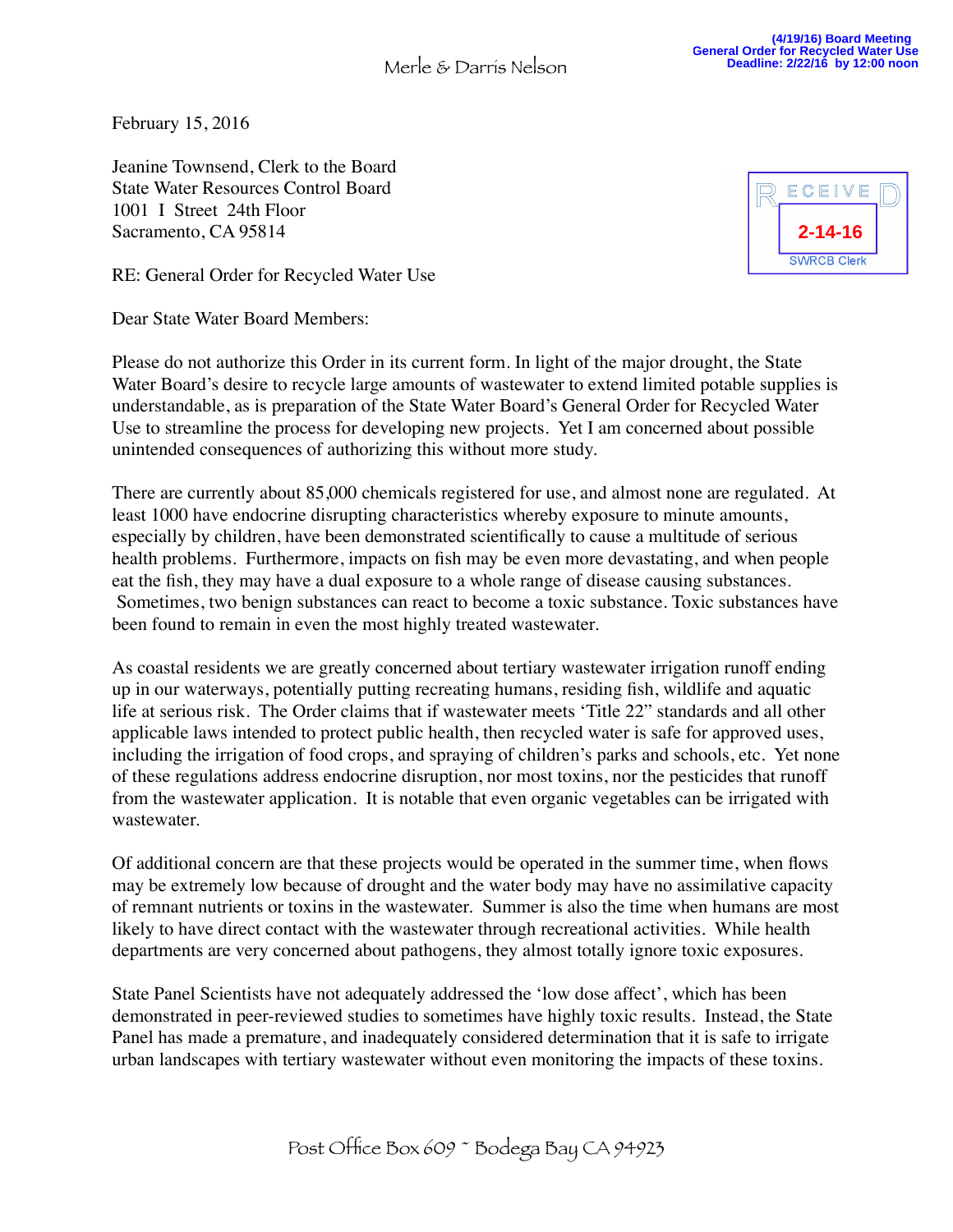Merle & Darris Nelson

(4/19/16) Board Meeting
General Order for Recycled Water Use
Deadline: 2/22/16 by 12:00 noon

RECEIVED
2-14-16
SWRCB Clerk

February 15, 2016

Jeanine Townsend, Clerk to the Board
State Water Resources Control Board
1001 I Street 24th Floor
Sacramento, CA 95814

RE: General Order for Recycled Water Use

Dear State Water Board Members:

Please do not authorize this Order in its current form. In light of the major drought, the State Water Board's desire to recycle large amounts of wastewater to extend limited potable supplies is understandable, as is preparation of the State Water Board's General Order for Recycled Water Use to streamline the process for developing new projects. Yet I am concerned about possible unintended consequences of authorizing this without more study.

There are currently about 85,000 chemicals registered for use, and almost none are regulated. At least 1000 have endocrine disrupting characteristics whereby exposure to minute amounts, especially by children, have been demonstrated scientifically to cause a multitude of serious health problems. Furthermore, impacts on fish may be even more devastating, and when people eat the fish, they may have a dual exposure to a whole range of disease causing substances. Sometimes, two benign substances can react to become a toxic substance. Toxic substances have been found to remain in even the most highly treated wastewater.

As coastal residents we are greatly concerned about tertiary wastewater irrigation runoff ending up in our waterways, potentially putting recreating humans, residing fish, wildlife and aquatic life at serious risk. The Order claims that if wastewater meets 'Title 22" standards and all other applicable laws intended to protect public health, then recycled water is safe for approved uses, including the irrigation of food crops, and spraying of children's parks and schools, etc. Yet none of these regulations address endocrine disruption, nor most toxins, nor the pesticides that runoff from the wastewater application. It is notable that even organic vegetables can be irrigated with wastewater.

Of additional concern are that these projects would be operated in the summer time, when flows may be extremely low because of drought and the water body may have no assimilative capacity of remnant nutrients or toxins in the wastewater. Summer is also the time when humans are most likely to have direct contact with the wastewater through recreational activities. While health departments are very concerned about pathogens, they almost totally ignore toxic exposures.

State Panel Scientists have not adequately addressed the 'low dose affect', which has been demonstrated in peer-reviewed studies to sometimes have highly toxic results. Instead, the State Panel has made a premature, and inadequately considered determination that it is safe to irrigate urban landscapes with tertiary wastewater without even monitoring the impacts of these toxins.

Post Office Box 609 ~ Bodega Bay CA 94923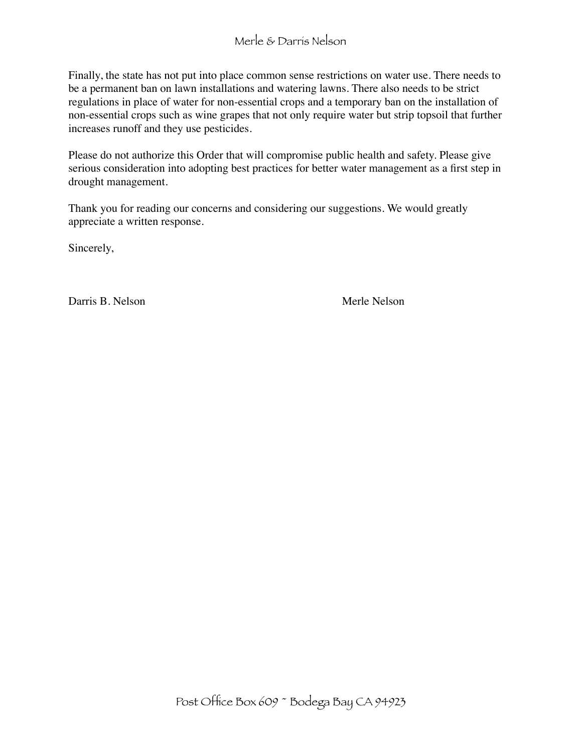Finally, the state has not put into place common sense restrictions on water use. There needs to be a permanent ban on lawn installations and watering lawns. There also needs to be strict regulations in place of water for non-essential crops and a temporary ban on the installation of non-essential crops such as wine grapes that not only require water but strip topsoil that further increases runoff and they use pesticides.

Please do not authorize this Order that will compromise public health and safety. Please give serious consideration into adopting best practices for better water management as a first step in drought management.

Thank you for reading our concerns and considering our suggestions. We would greatly appreciate a written response.

Sincerely,

Darris B. Nelson

Merle Nelson